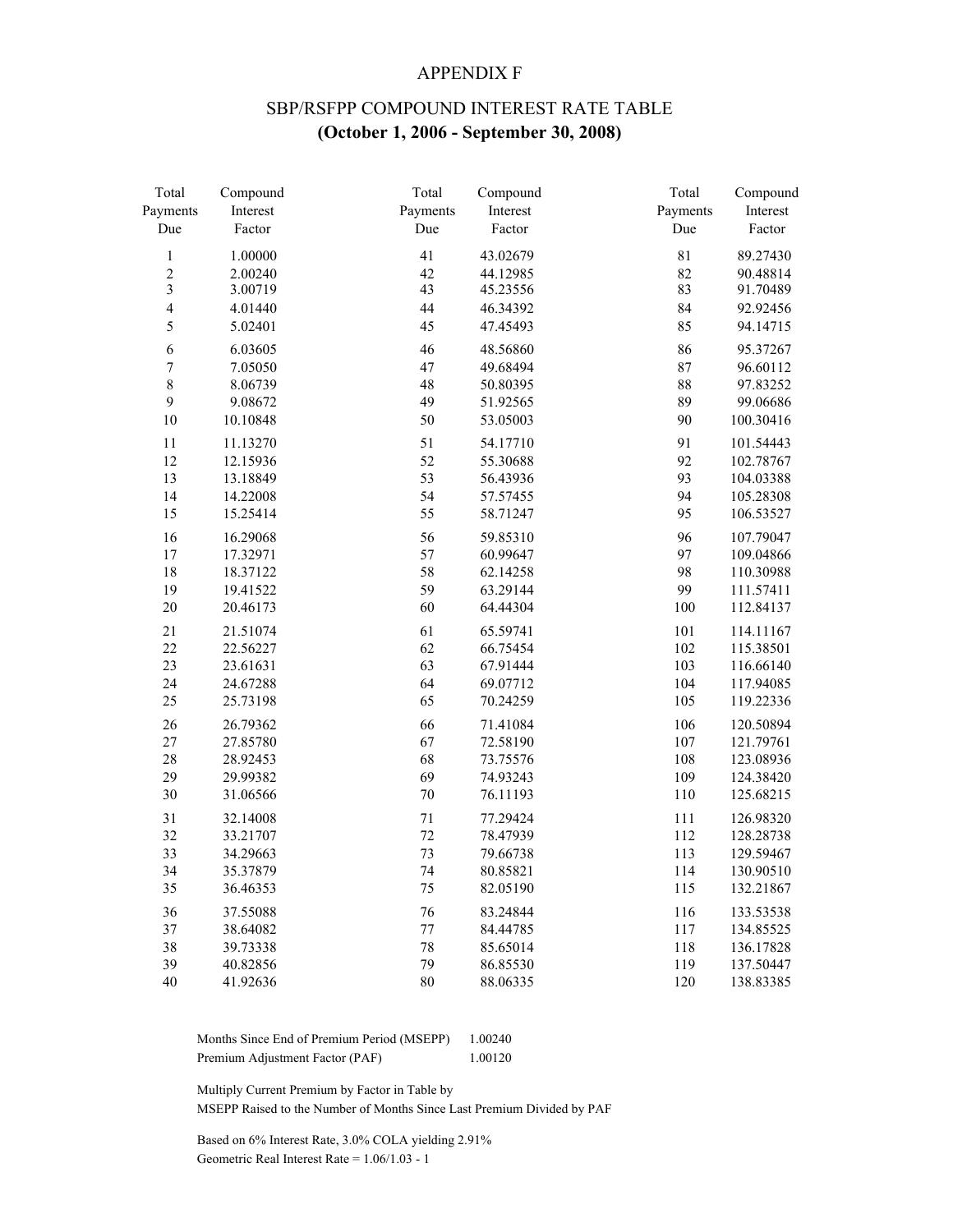# APPENDIX F

## SBP/RSFPP COMPOUND INTEREST RATE TABLE

## (October 1, 2006 - September 30, 2008)

| Total Payments Due | Compound Interest Factor | Total Payments Due | Compound Interest Factor | Total Payments Due | Compound Interest Factor |
|---|---|---|---|---|---|
| 1 | 1.00000 | 41 | 43.02679 | 81 | 89.27430 |
| 2 | 2.00240 | 42 | 44.12985 | 82 | 90.48814 |
| 3 | 3.00719 | 43 | 45.23556 | 83 | 91.70489 |
| 4 | 4.01440 | 44 | 46.34392 | 84 | 92.92456 |
| 5 | 5.02401 | 45 | 47.45493 | 85 | 94.14715 |
| 6 | 6.03605 | 46 | 48.56860 | 86 | 95.37267 |
| 7 | 7.05050 | 47 | 49.68494 | 87 | 96.60112 |
| 8 | 8.06739 | 48 | 50.80395 | 88 | 97.83252 |
| 9 | 9.08672 | 49 | 51.92565 | 89 | 99.06686 |
| 10 | 10.10848 | 50 | 53.05003 | 90 | 100.30416 |
| 11 | 11.13270 | 51 | 54.17710 | 91 | 101.54443 |
| 12 | 12.15936 | 52 | 55.30688 | 92 | 102.78767 |
| 13 | 13.18849 | 53 | 56.43936 | 93 | 104.03388 |
| 14 | 14.22008 | 54 | 57.57455 | 94 | 105.28308 |
| 15 | 15.25414 | 55 | 58.71247 | 95 | 106.53527 |
| 16 | 16.29068 | 56 | 59.85310 | 96 | 107.79047 |
| 17 | 17.32971 | 57 | 60.99647 | 97 | 109.04866 |
| 18 | 18.37122 | 58 | 62.14258 | 98 | 110.30988 |
| 19 | 19.41522 | 59 | 63.29144 | 99 | 111.57411 |
| 20 | 20.46173 | 60 | 64.44304 | 100 | 112.84137 |
| 21 | 21.51074 | 61 | 65.59741 | 101 | 114.11167 |
| 22 | 22.56227 | 62 | 66.75454 | 102 | 115.38501 |
| 23 | 23.61631 | 63 | 67.91444 | 103 | 116.66140 |
| 24 | 24.67288 | 64 | 69.07712 | 104 | 117.94085 |
| 25 | 25.73198 | 65 | 70.24259 | 105 | 119.22336 |
| 26 | 26.79362 | 66 | 71.41084 | 106 | 120.50894 |
| 27 | 27.85780 | 67 | 72.58190 | 107 | 121.79761 |
| 28 | 28.92453 | 68 | 73.75576 | 108 | 123.08936 |
| 29 | 29.99382 | 69 | 74.93243 | 109 | 124.38420 |
| 30 | 31.06566 | 70 | 76.11193 | 110 | 125.68215 |
| 31 | 32.14008 | 71 | 77.29424 | 111 | 126.98320 |
| 32 | 33.21707 | 72 | 78.47939 | 112 | 128.28738 |
| 33 | 34.29663 | 73 | 79.66738 | 113 | 129.59467 |
| 34 | 35.37879 | 74 | 80.85821 | 114 | 130.90510 |
| 35 | 36.46353 | 75 | 82.05190 | 115 | 132.21867 |
| 36 | 37.55088 | 76 | 83.24844 | 116 | 133.53538 |
| 37 | 38.64082 | 77 | 84.44785 | 117 | 134.85525 |
| 38 | 39.73338 | 78 | 85.65014 | 118 | 136.17828 |
| 39 | 40.82856 | 79 | 86.85530 | 119 | 137.50447 |
| 40 | 41.92636 | 80 | 88.06335 | 120 | 138.83385 |

| | |
|---|---|
| Months Since End of Premium Period (MSEPP) | 1.00240 |
| Premium Adjustment Factor (PAF) | 1.00120 |

Multiply Current Premium by Factor in Table by
MSEPP Raised to the Number of Months Since Last Premium Divided by PAF

Based on 6% Interest Rate, 3.0% COLA yielding 2.91%
Geometric Real Interest Rate = 1.06/1.03 - 1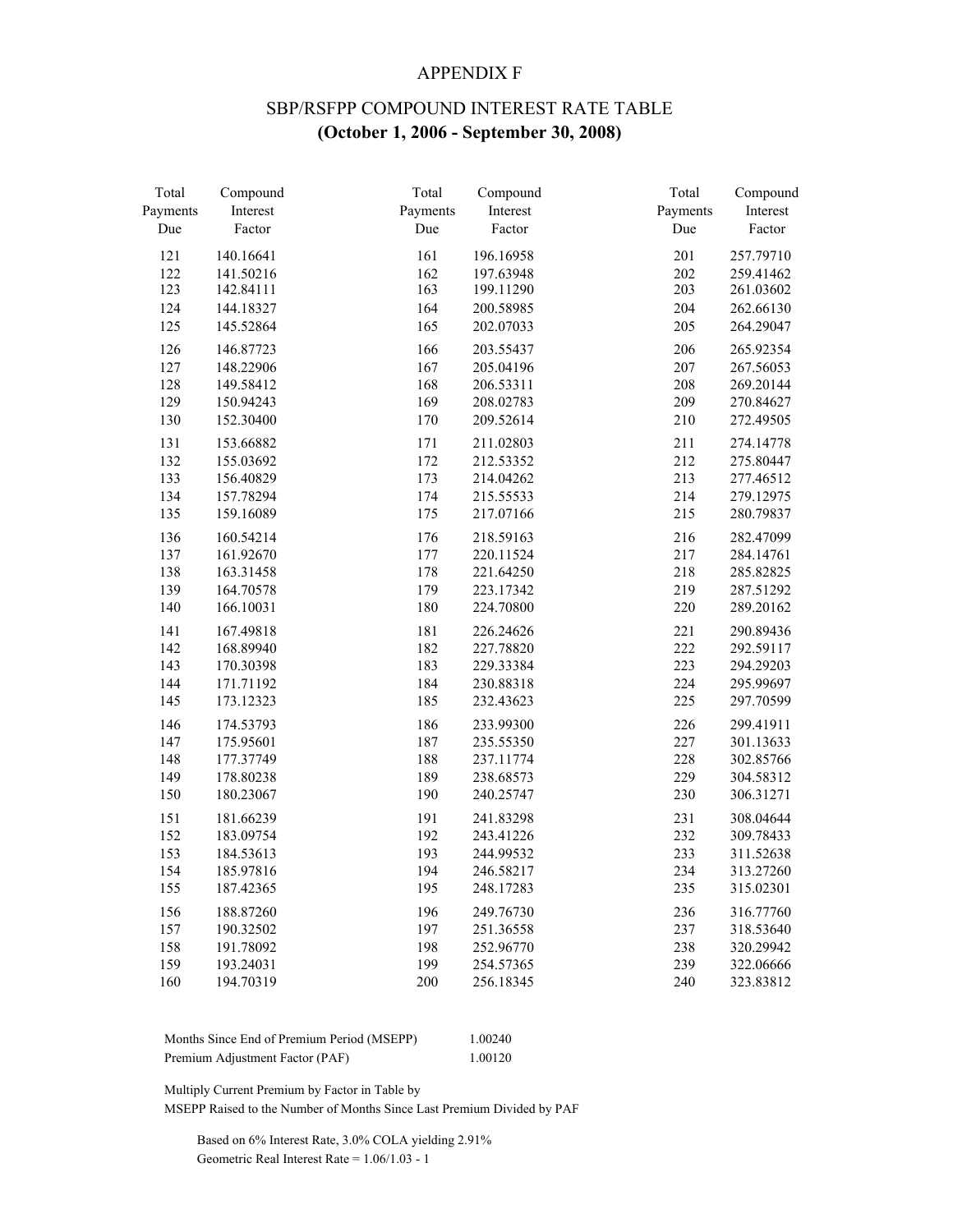# APPENDIX F

## SBP/RSFPP COMPOUND INTEREST RATE TABLE
## **(October 1, 2006 - September 30, 2008)**

| Total Payments Due | Compound Interest Factor | Total Payments Due | Compound Interest Factor | Total Payments Due | Compound Interest Factor |
|---|---|---|---|---|---|
| 121 | 140.16641 | 161 | 196.16958 | 201 | 257.79710 |
| 122 | 141.50216 | 162 | 197.63948 | 202 | 259.41462 |
| 123 | 142.84111 | 163 | 199.11290 | 203 | 261.03602 |
| 124 | 144.18327 | 164 | 200.58985 | 204 | 262.66130 |
| 125 | 145.52864 | 165 | 202.07033 | 205 | 264.29047 |
| 126 | 146.87723 | 166 | 203.55437 | 206 | 265.92354 |
| 127 | 148.22906 | 167 | 205.04196 | 207 | 267.56053 |
| 128 | 149.58412 | 168 | 206.53311 | 208 | 269.20144 |
| 129 | 150.94243 | 169 | 208.02783 | 209 | 270.84627 |
| 130 | 152.30400 | 170 | 209.52614 | 210 | 272.49505 |
| 131 | 153.66882 | 171 | 211.02803 | 211 | 274.14778 |
| 132 | 155.03692 | 172 | 212.53352 | 212 | 275.80447 |
| 133 | 156.40829 | 173 | 214.04262 | 213 | 277.46512 |
| 134 | 157.78294 | 174 | 215.55533 | 214 | 279.12975 |
| 135 | 159.16089 | 175 | 217.07166 | 215 | 280.79837 |
| 136 | 160.54214 | 176 | 218.59163 | 216 | 282.47099 |
| 137 | 161.92670 | 177 | 220.11524 | 217 | 284.14761 |
| 138 | 163.31458 | 178 | 221.64250 | 218 | 285.82825 |
| 139 | 164.70578 | 179 | 223.17342 | 219 | 287.51292 |
| 140 | 166.10031 | 180 | 224.70800 | 220 | 289.20162 |
| 141 | 167.49818 | 181 | 226.24626 | 221 | 290.89436 |
| 142 | 168.89940 | 182 | 227.78820 | 222 | 292.59117 |
| 143 | 170.30398 | 183 | 229.33384 | 223 | 294.29203 |
| 144 | 171.71192 | 184 | 230.88318 | 224 | 295.99697 |
| 145 | 173.12323 | 185 | 232.43623 | 225 | 297.70599 |
| 146 | 174.53793 | 186 | 233.99300 | 226 | 299.41911 |
| 147 | 175.95601 | 187 | 235.55350 | 227 | 301.13633 |
| 148 | 177.37749 | 188 | 237.11774 | 228 | 302.85766 |
| 149 | 178.80238 | 189 | 238.68573 | 229 | 304.58312 |
| 150 | 180.23067 | 190 | 240.25747 | 230 | 306.31271 |
| 151 | 181.66239 | 191 | 241.83298 | 231 | 308.04644 |
| 152 | 183.09754 | 192 | 243.41226 | 232 | 309.78433 |
| 153 | 184.53613 | 193 | 244.99532 | 233 | 311.52638 |
| 154 | 185.97816 | 194 | 246.58217 | 234 | 313.27260 |
| 155 | 187.42365 | 195 | 248.17283 | 235 | 315.02301 |
| 156 | 188.87260 | 196 | 249.76730 | 236 | 316.77760 |
| 157 | 190.32502 | 197 | 251.36558 | 237 | 318.53640 |
| 158 | 191.78092 | 198 | 252.96770 | 238 | 320.29942 |
| 159 | 193.24031 | 199 | 254.57365 | 239 | 322.06666 |
| 160 | 194.70319 | 200 | 256.18345 | 240 | 323.83812 |

| | |
|---|---|
| Months Since End of Premium Period (MSEPP) | 1.00240 |
| Premium Adjustment Factor (PAF) | 1.00120 |

Multiply Current Premium by Factor in Table by
MSEPP Raised to the Number of Months Since Last Premium Divided by PAF

Based on 6% Interest Rate, 3.0% COLA yielding 2.91%
Geometric Real Interest Rate = 1.06/1.03 - 1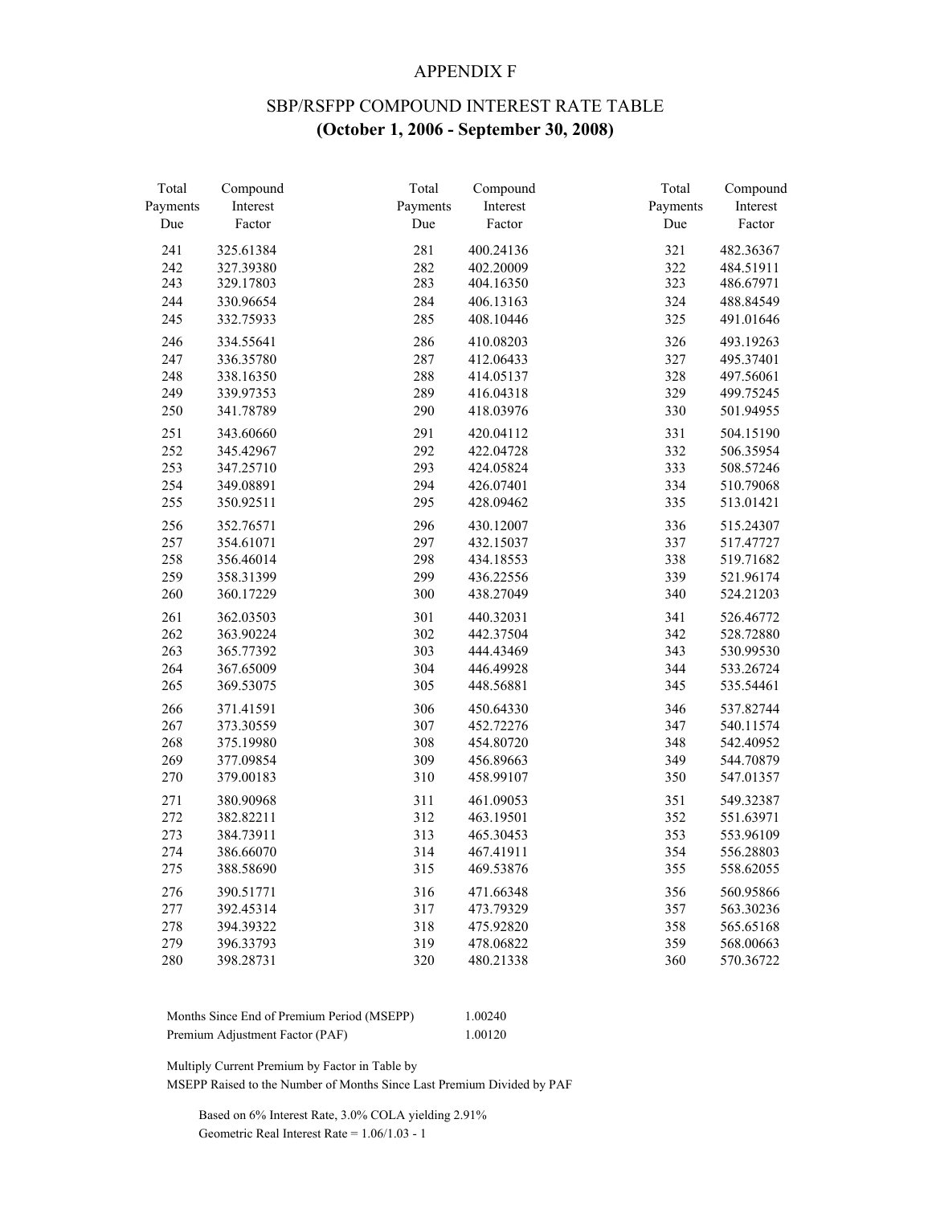# APPENDIX F

## SBP/RSFPP COMPOUND INTEREST RATE TABLE
## **(October 1, 2006 - September 30, 2008)**

| Total Payments Due | Compound Interest Factor | Total Payments Due | Compound Interest Factor | Total Payments Due | Compound Interest Factor |
|---|---|---|---|---|---|
| 241 | 325.61384 | 281 | 400.24136 | 321 | 482.36367 |
| 242 | 327.39380 | 282 | 402.20009 | 322 | 484.51911 |
| 243 | 329.17803 | 283 | 404.16350 | 323 | 486.67971 |
| 244 | 330.96654 | 284 | 406.13163 | 324 | 488.84549 |
| 245 | 332.75933 | 285 | 408.10446 | 325 | 491.01646 |
| 246 | 334.55641 | 286 | 410.08203 | 326 | 493.19263 |
| 247 | 336.35780 | 287 | 412.06433 | 327 | 495.37401 |
| 248 | 338.16350 | 288 | 414.05137 | 328 | 497.56061 |
| 249 | 339.97353 | 289 | 416.04318 | 329 | 499.75245 |
| 250 | 341.78789 | 290 | 418.03976 | 330 | 501.94955 |
| 251 | 343.60660 | 291 | 420.04112 | 331 | 504.15190 |
| 252 | 345.42967 | 292 | 422.04728 | 332 | 506.35954 |
| 253 | 347.25710 | 293 | 424.05824 | 333 | 508.57246 |
| 254 | 349.08891 | 294 | 426.07401 | 334 | 510.79068 |
| 255 | 350.92511 | 295 | 428.09462 | 335 | 513.01421 |
| 256 | 352.76571 | 296 | 430.12007 | 336 | 515.24307 |
| 257 | 354.61071 | 297 | 432.15037 | 337 | 517.47727 |
| 258 | 356.46014 | 298 | 434.18553 | 338 | 519.71682 |
| 259 | 358.31399 | 299 | 436.22556 | 339 | 521.96174 |
| 260 | 360.17229 | 300 | 438.27049 | 340 | 524.21203 |
| 261 | 362.03503 | 301 | 440.32031 | 341 | 526.46772 |
| 262 | 363.90224 | 302 | 442.37504 | 342 | 528.72880 |
| 263 | 365.77392 | 303 | 444.43469 | 343 | 530.99530 |
| 264 | 367.65009 | 304 | 446.49928 | 344 | 533.26724 |
| 265 | 369.53075 | 305 | 448.56881 | 345 | 535.54461 |
| 266 | 371.41591 | 306 | 450.64330 | 346 | 537.82744 |
| 267 | 373.30559 | 307 | 452.72276 | 347 | 540.11574 |
| 268 | 375.19980 | 308 | 454.80720 | 348 | 542.40952 |
| 269 | 377.09854 | 309 | 456.89663 | 349 | 544.70879 |
| 270 | 379.00183 | 310 | 458.99107 | 350 | 547.01357 |
| 271 | 380.90968 | 311 | 461.09053 | 351 | 549.32387 |
| 272 | 382.82211 | 312 | 463.19501 | 352 | 551.63971 |
| 273 | 384.73911 | 313 | 465.30453 | 353 | 553.96109 |
| 274 | 386.66070 | 314 | 467.41911 | 354 | 556.28803 |
| 275 | 388.58690 | 315 | 469.53876 | 355 | 558.62055 |
| 276 | 390.51771 | 316 | 471.66348 | 356 | 560.95866 |
| 277 | 392.45314 | 317 | 473.79329 | 357 | 563.30236 |
| 278 | 394.39322 | 318 | 475.92820 | 358 | 565.65168 |
| 279 | 396.33793 | 319 | 478.06822 | 359 | 568.00663 |
| 280 | 398.28731 | 320 | 480.21338 | 360 | 570.36722 |

| | |
|---|---|
| Months Since End of Premium Period (MSEPP) | 1.00240 |
| Premium Adjustment Factor (PAF) | 1.00120 |

Multiply Current Premium by Factor in Table by
MSEPP Raised to the Number of Months Since Last Premium Divided by PAF

Based on 6% Interest Rate, 3.0% COLA yielding 2.91%
Geometric Real Interest Rate = 1.06/1.03 - 1